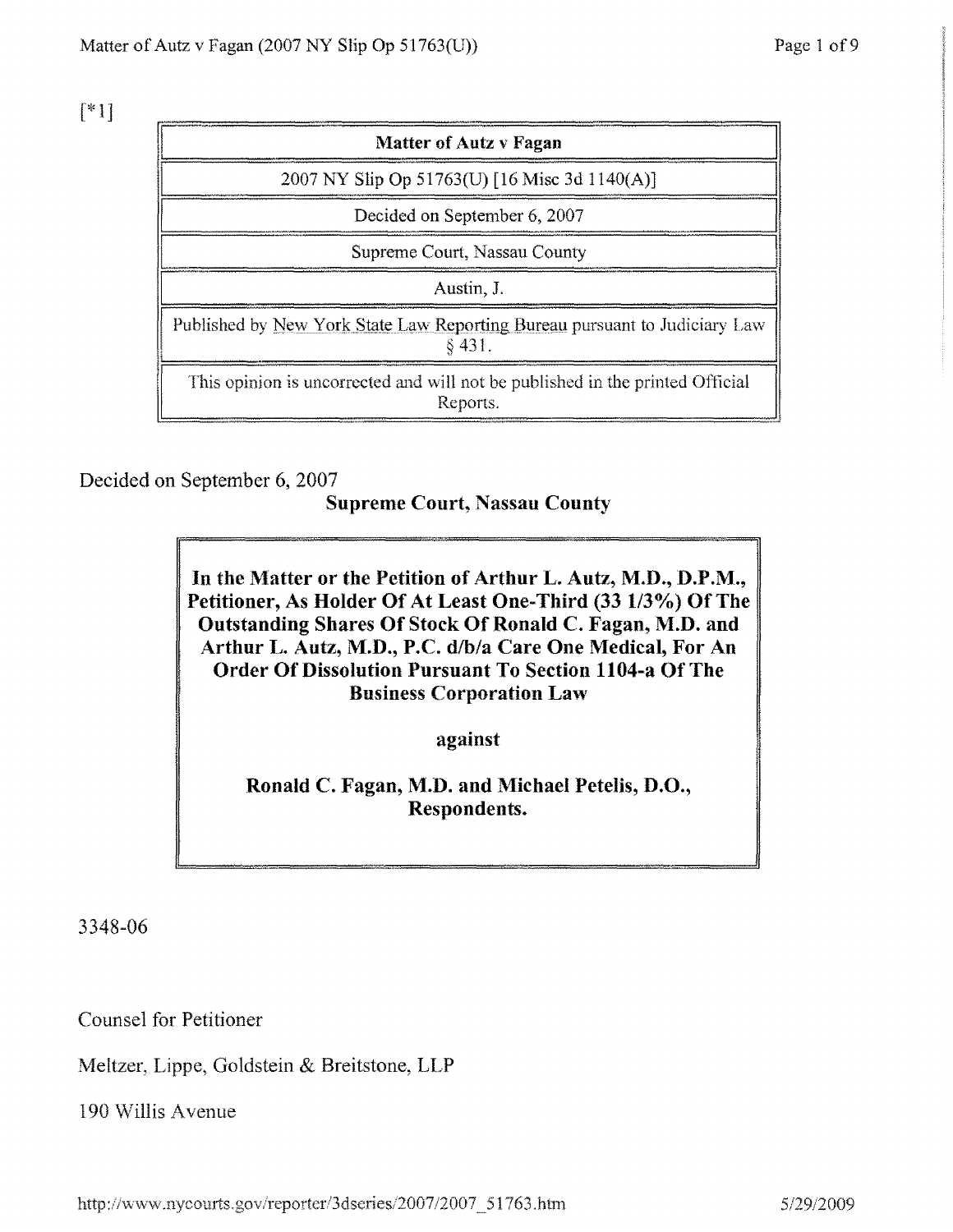[*1]

| Matter of Autz v Fagan |
| --- |
| 2007 NY Slip Op 51763(U) [16 Misc 3d 1140(A)] |
| Decided on September 6, 2007 |
| Supreme Court, Nassau County |
| Austin, J. |
| Published by New York State Law Reporting Bureau pursuant to Judiciary Law § 431. |
| This opinion is uncorrected and will not be published in the printed Official Reports. |

Decided on September 6, 2007

**Supreme Court, Nassau County**

**In the Matter or the Petition of Arthur L. Autz, M.D., D.P.M., Petitioner, As Holder Of At Least One-Third (33 1/3%) Of The Outstanding Shares Of Stock Of Ronald C. Fagan, M.D. and Arthur L. Autz, M.D., P.C. d/b/a Care One Medical, For An Order Of Dissolution Pursuant To Section 1104-a Of The Business Corporation Law**

**against**

**Ronald C. Fagan, M.D. and Michael Petelis, D.O., Respondents.**

3348-06

Counsel for Petitioner

Meltzer, Lippe, Goldstein & Breitstone, LLP

190 Willis Avenue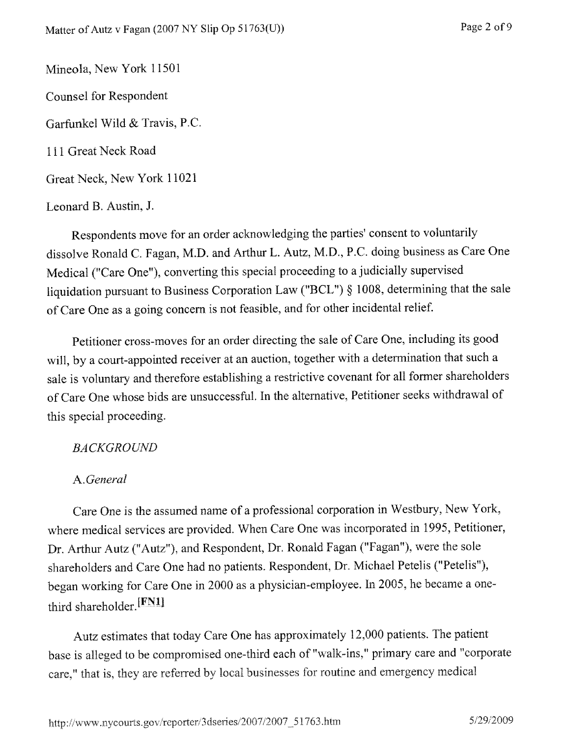Mineola, New York 11501

Counsel for Respondent

Garfunkel Wild & Travis, P.C.

111 Great Neck Road

Great Neck, New York 11021

Leonard B. Austin, J.

Respondents move for an order acknowledging the parties' consent to voluntarily dissolve Ronald C. Fagan, M.D. and Arthur L. Autz, M.D., P.C. doing business as Care One Medical ("Care One"), converting this special proceeding to a judicially supervised liquidation pursuant to Business Corporation Law ("BCL") § 1008, determining that the sale of Care One as a going concern is not feasible, and for other incidental relief.

Petitioner cross-moves for an order directing the sale of Care One, including its good will, by a court-appointed receiver at an auction, together with a determination that such a sale is voluntary and therefore establishing a restrictive covenant for all former shareholders of Care One whose bids are unsuccessful. In the alternative, Petitioner seeks withdrawal of this special proceeding.

*BACKGROUND*

A. *General*

Care One is the assumed name of a professional corporation in Westbury, New York, where medical services are provided. When Care One was incorporated in 1995, Petitioner, Dr. Arthur Autz ("Autz"), and Respondent, Dr. Ronald Fagan ("Fagan"), were the sole shareholders and Care One had no patients. Respondent, Dr. Michael Petelis ("Petelis"), began working for Care One in 2000 as a physician-employee. In 2005, he became a one-third shareholder.[FN1]

Autz estimates that today Care One has approximately 12,000 patients. The patient base is alleged to be compromised one-third each of "walk-ins," primary care and "corporate care," that is, they are referred by local businesses for routine and emergency medical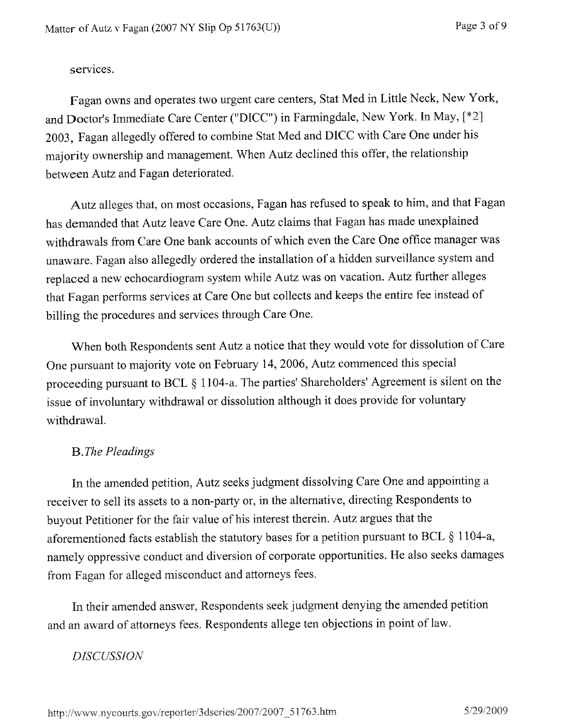services.

Fagan owns and operates two urgent care centers, Stat Med in Little Neck, New York, and Doctor's Immediate Care Center ("DICC") in Farmingdale, New York. In May, [*2] 2003, Fagan allegedly offered to combine Stat Med and DICC with Care One under his majority ownership and management. When Autz declined this offer, the relationship between Autz and Fagan deteriorated.

Autz alleges that, on most occasions, Fagan has refused to speak to him, and that Fagan has demanded that Autz leave Care One. Autz claims that Fagan has made unexplained withdrawals from Care One bank accounts of which even the Care One office manager was unaware. Fagan also allegedly ordered the installation of a hidden surveillance system and replaced a new echocardiogram system while Autz was on vacation. Autz further alleges that Fagan performs services at Care One but collects and keeps the entire fee instead of billing the procedures and services through Care One.

When both Respondents sent Autz a notice that they would vote for dissolution of Care One pursuant to majority vote on February 14, 2006, Autz commenced this special proceeding pursuant to BCL § 1104-a. The parties' Shareholders' Agreement is silent on the issue of involuntary withdrawal or dissolution although it does provide for voluntary withdrawal.

B. *The Pleadings*

In the amended petition, Autz seeks judgment dissolving Care One and appointing a receiver to sell its assets to a non-party or, in the alternative, directing Respondents to buyout Petitioner for the fair value of his interest therein. Autz argues that the aforementioned facts establish the statutory bases for a petition pursuant to BCL § 1104-a, namely oppressive conduct and diversion of corporate opportunities. He also seeks damages from Fagan for alleged misconduct and attorneys fees.

In their amended answer, Respondents seek judgment denying the amended petition and an award of attorneys fees. Respondents allege ten objections in point of law.

*DISCUSSION*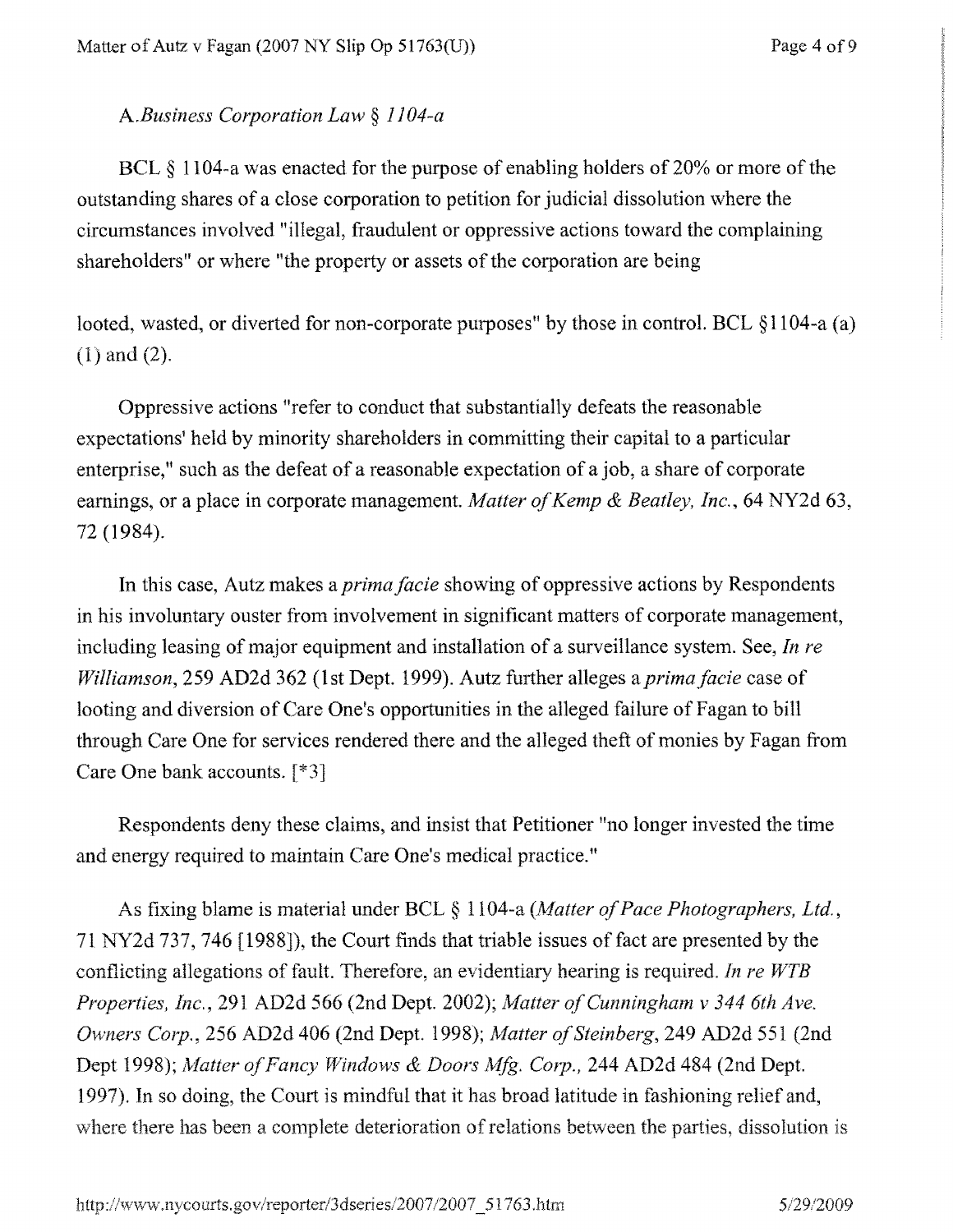A. *Business Corporation Law § 1104-a*

BCL § 1104-a was enacted for the purpose of enabling holders of 20% or more of the outstanding shares of a close corporation to petition for judicial dissolution where the circumstances involved "illegal, fraudulent or oppressive actions toward the complaining shareholders" or where "the property or assets of the corporation are being looted, wasted, or diverted for non-corporate purposes" by those in control. BCL §1104-a (a) (1) and (2).

Oppressive actions "refer to conduct that substantially defeats the reasonable expectations' held by minority shareholders in committing their capital to a particular enterprise," such as the defeat of a reasonable expectation of a job, a share of corporate earnings, or a place in corporate management. *Matter of Kemp & Beatley, Inc.*, 64 NY2d 63, 72 (1984).

In this case, Autz makes a *prima facie* showing of oppressive actions by Respondents in his involuntary ouster from involvement in significant matters of corporate management, including leasing of major equipment and installation of a surveillance system. See, *In re Williamson*, 259 AD2d 362 (1st Dept. 1999). Autz further alleges a *prima facie* case of looting and diversion of Care One's opportunities in the alleged failure of Fagan to bill through Care One for services rendered there and the alleged theft of monies by Fagan from Care One bank accounts. [*3]

Respondents deny these claims, and insist that Petitioner "no longer invested the time and energy required to maintain Care One's medical practice."

As fixing blame is material under BCL § 1104-a (*Matter of Pace Photographers, Ltd.*, 71 NY2d 737, 746 [1988]), the Court finds that triable issues of fact are presented by the conflicting allegations of fault. Therefore, an evidentiary hearing is required. *In re WTB Properties, Inc.*, 291 AD2d 566 (2nd Dept. 2002); *Matter of Cunningham v 344 6th Ave. Owners Corp.*, 256 AD2d 406 (2nd Dept. 1998); *Matter of Steinberg*, 249 AD2d 551 (2nd Dept 1998); *Matter of Fancy Windows & Doors Mfg. Corp.*, 244 AD2d 484 (2nd Dept. 1997). In so doing, the Court is mindful that it has broad latitude in fashioning relief and, where there has been a complete deterioration of relations between the parties, dissolution is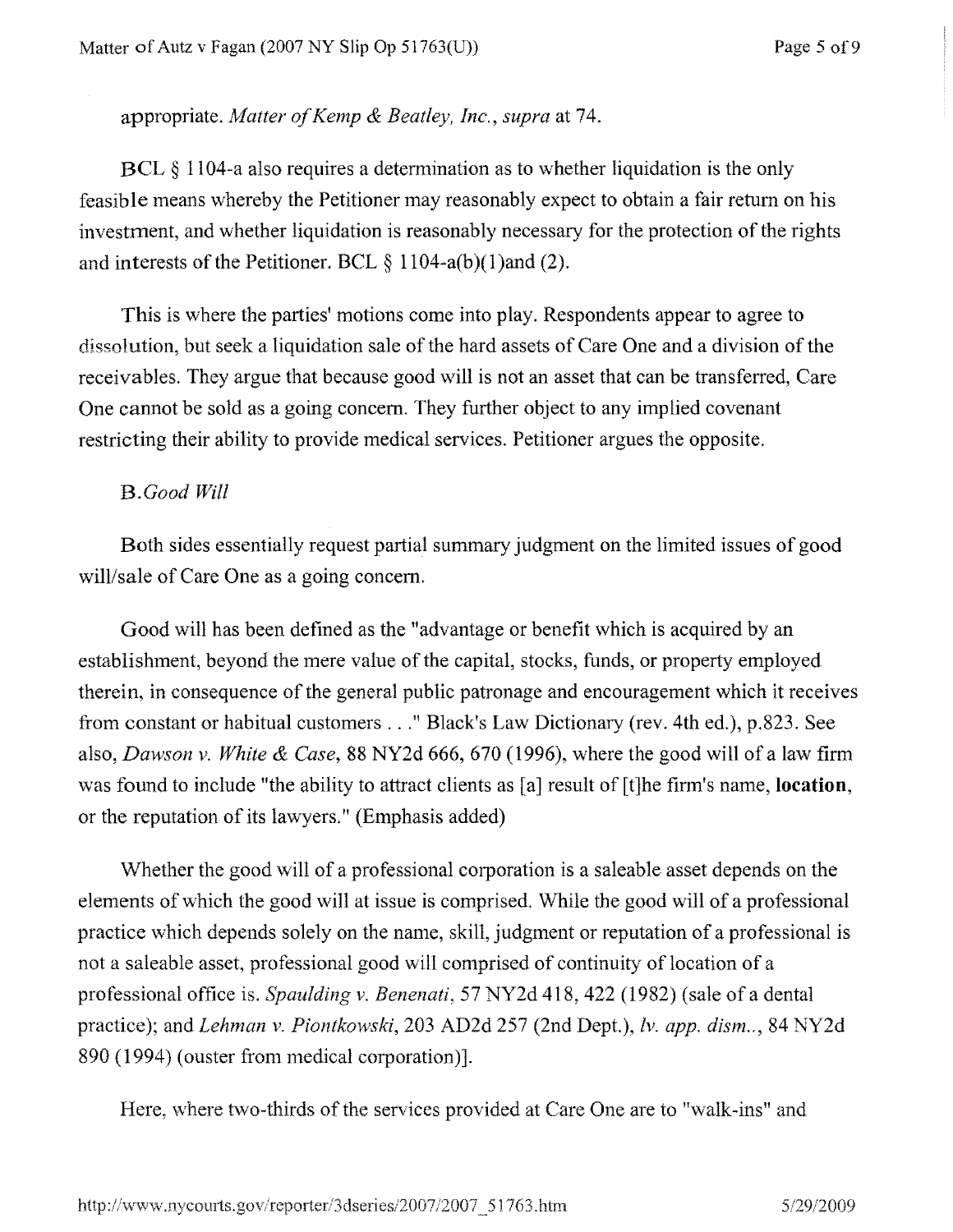appropriate. *Matter of Kemp & Beatley, Inc., supra* at 74.

BCL § 1104-a also requires a determination as to whether liquidation is the only feasible means whereby the Petitioner may reasonably expect to obtain a fair return on his investment, and whether liquidation is reasonably necessary for the protection of the rights and interests of the Petitioner. BCL § 1104-a(b)(1)and (2).

This is where the parties' motions come into play. Respondents appear to agree to dissolution, but seek a liquidation sale of the hard assets of Care One and a division of the receivables. They argue that because good will is not an asset that can be transferred, Care One cannot be sold as a going concern. They further object to any implied covenant restricting their ability to provide medical services. Petitioner argues the opposite.

B. *Good Will*

Both sides essentially request partial summary judgment on the limited issues of good will/sale of Care One as a going concern.

Good will has been defined as the "advantage or benefit which is acquired by an establishment, beyond the mere value of the capital, stocks, funds, or property employed therein, in consequence of the general public patronage and encouragement which it receives from constant or habitual customers . . ." Black's Law Dictionary (rev. 4th ed.), p.823. See also, *Dawson v. White & Case*, 88 NY2d 666, 670 (1996), where the good will of a law firm was found to include "the ability to attract clients as [a] result of [t]he firm's name, **location**, or the reputation of its lawyers." (Emphasis added)

Whether the good will of a professional corporation is a saleable asset depends on the elements of which the good will at issue is comprised. While the good will of a professional practice which depends solely on the name, skill, judgment or reputation of a professional is not a saleable asset, professional good will comprised of continuity of location of a professional office is. *Spaulding v. Benenati*, 57 NY2d 418, 422 (1982) (sale of a dental practice); and *Lehman v. Piontkowski*, 203 AD2d 257 (2nd Dept.), *lv. app. dism.*, 84 NY2d 890 (1994) (ouster from medical corporation)].

Here, where two-thirds of the services provided at Care One are to "walk-ins" and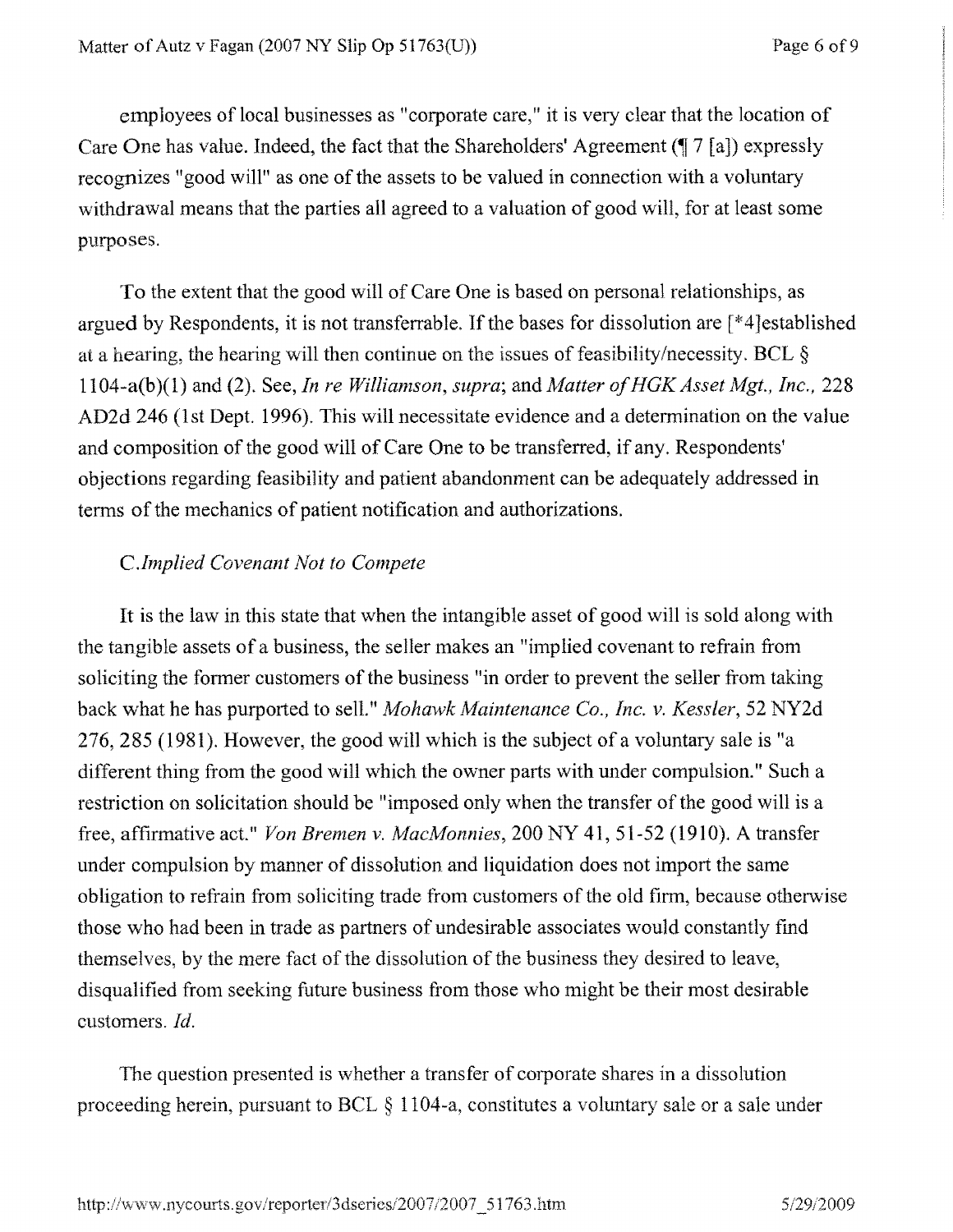employees of local businesses as "corporate care," it is very clear that the location of Care One has value. Indeed, the fact that the Shareholders' Agreement (¶ 7 [a]) expressly recognizes "good will" as one of the assets to be valued in connection with a voluntary withdrawal means that the parties all agreed to a valuation of good will, for at least some purposes.

To the extent that the good will of Care One is based on personal relationships, as argued by Respondents, it is not transferrable. If the bases for dissolution are [*4]established at a hearing, the hearing will then continue on the issues of feasibility/necessity. BCL § 1104-a(b)(1) and (2). See, *In re Williamson, supra*; and *Matter of HGK Asset Mgt., Inc.*, 228 AD2d 246 (1st Dept. 1996). This will necessitate evidence and a determination on the value and composition of the good will of Care One to be transferred, if any. Respondents' objections regarding feasibility and patient abandonment can be adequately addressed in terms of the mechanics of patient notification and authorizations.

*C.Implied Covenant Not to Compete*

It is the law in this state that when the intangible asset of good will is sold along with the tangible assets of a business, the seller makes an "implied covenant to refrain from soliciting the former customers of the business "in order to prevent the seller from taking back what he has purported to sell." *Mohawk Maintenance Co., Inc. v. Kessler*, 52 NY2d 276, 285 (1981). However, the good will which is the subject of a voluntary sale is "a different thing from the good will which the owner parts with under compulsion." Such a restriction on solicitation should be "imposed only when the transfer of the good will is a free, affirmative act." *Von Bremen v. MacMonnies*, 200 NY 41, 51-52 (1910). A transfer under compulsion by manner of dissolution and liquidation does not import the same obligation to refrain from soliciting trade from customers of the old firm, because otherwise those who had been in trade as partners of undesirable associates would constantly find themselves, by the mere fact of the dissolution of the business they desired to leave, disqualified from seeking future business from those who might be their most desirable customers. *Id.*

The question presented is whether a transfer of corporate shares in a dissolution proceeding herein, pursuant to BCL § 1104-a, constitutes a voluntary sale or a sale under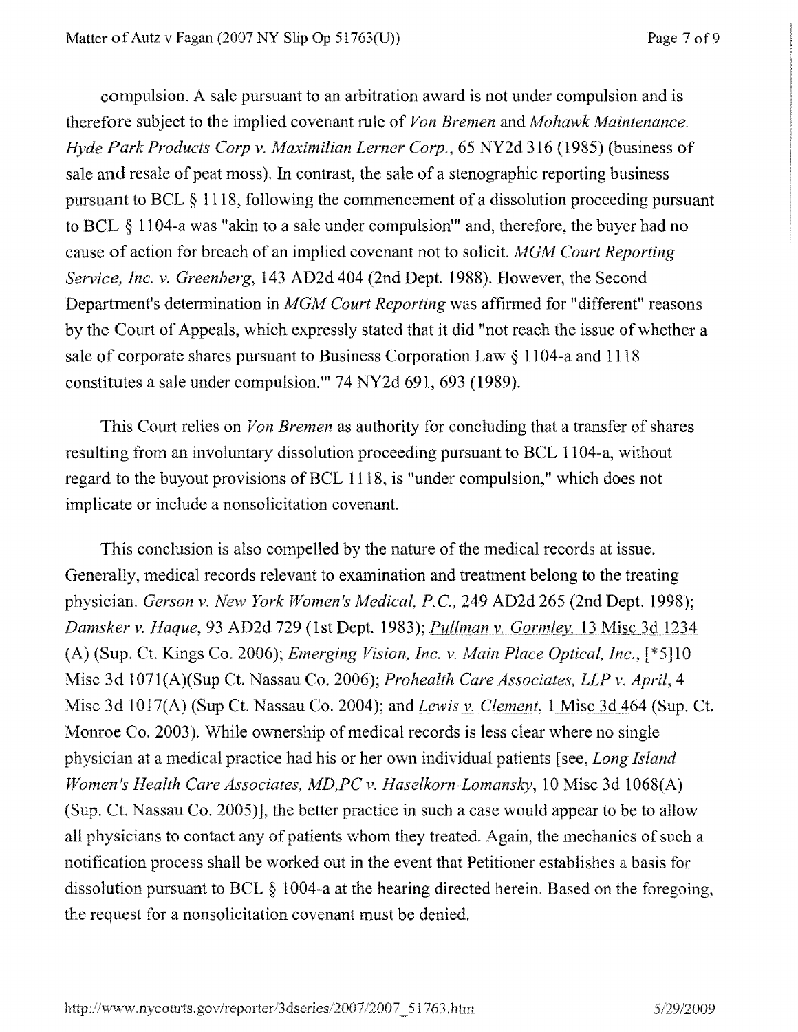compulsion. A sale pursuant to an arbitration award is not under compulsion and is therefore subject to the implied covenant rule of *Von Bremen* and *Mohawk Maintenance*. *Hyde Park Products Corp v. Maximilian Lerner Corp.*, 65 NY2d 316 (1985) (business of sale and resale of peat moss). In contrast, the sale of a stenographic reporting business pursuant to BCL § 1118, following the commencement of a dissolution proceeding pursuant to BCL § 1104-a was "akin to a sale under compulsion'" and, therefore, the buyer had no cause of action for breach of an implied covenant not to solicit. *MGM Court Reporting Service, Inc. v. Greenberg*, 143 AD2d 404 (2nd Dept. 1988). However, the Second Department's determination in *MGM Court Reporting* was affirmed for "different" reasons by the Court of Appeals, which expressly stated that it did "not reach the issue of whether a sale of corporate shares pursuant to Business Corporation Law § 1104-a and 1118 constitutes a sale under compulsion.'" 74 NY2d 691, 693 (1989).

This Court relies on *Von Bremen* as authority for concluding that a transfer of shares resulting from an involuntary dissolution proceeding pursuant to BCL 1104-a, without regard to the buyout provisions of BCL 1118, is "under compulsion," which does not implicate or include a nonsolicitation covenant.

This conclusion is also compelled by the nature of the medical records at issue. Generally, medical records relevant to examination and treatment belong to the treating physician. *Gerson v. New York Women's Medical, P.C.*, 249 AD2d 265 (2nd Dept. 1998); *Damsker v. Haque*, 93 AD2d 729 (1st Dept. 1983); *Pullman v. Gormley*, 13 Misc 3d 1234 (A) (Sup. Ct. Kings Co. 2006); *Emerging Vision, Inc. v. Main Place Optical, Inc.*, [*5]10 Misc 3d 1071(A)(Sup Ct. Nassau Co. 2006); *Prohealth Care Associates, LLP v. April*, 4 Misc 3d 1017(A) (Sup Ct. Nassau Co. 2004); and *Lewis v. Clement*, 1 Misc 3d 464 (Sup. Ct. Monroe Co. 2003). While ownership of medical records is less clear where no single physician at a medical practice had his or her own individual patients [see, *Long Island Women's Health Care Associates, MD,PC v. Haselkorn-Lomansky*, 10 Misc 3d 1068(A) (Sup. Ct. Nassau Co. 2005)], the better practice in such a case would appear to be to allow all physicians to contact any of patients whom they treated. Again, the mechanics of such a notification process shall be worked out in the event that Petitioner establishes a basis for dissolution pursuant to BCL § 1004-a at the hearing directed herein. Based on the foregoing, the request for a nonsolicitation covenant must be denied.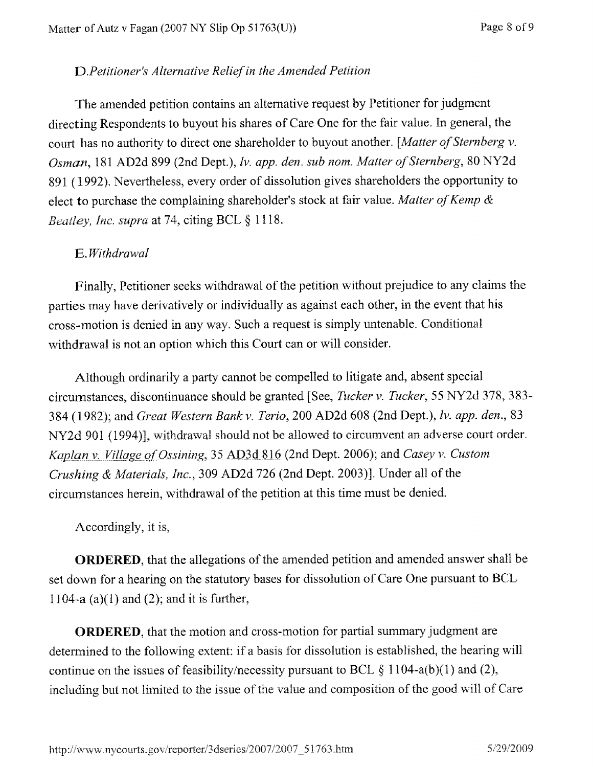### D. *Petitioner's Alternative Relief in the Amended Petition*

The amended petition contains an alternative request by Petitioner for judgment directing Respondents to buyout his shares of Care One for the fair value. In general, the court has no authority to direct one shareholder to buyout another. [*Matter of Sternberg v. Osman*, 181 AD2d 899 (2nd Dept.), *lv. app. den. sub nom. Matter of Sternberg*, 80 NY2d 891 (1992). Nevertheless, every order of dissolution gives shareholders the opportunity to elect to purchase the complaining shareholder's stock at fair value. *Matter of Kemp & Beatley, Inc. supra* at 74, citing BCL § 1118.

### E. *Withdrawal*

Finally, Petitioner seeks withdrawal of the petition without prejudice to any claims the parties may have derivatively or individually as against each other, in the event that his cross-motion is denied in any way. Such a request is simply untenable. Conditional withdrawal is not an option which this Court can or will consider.

Although ordinarily a party cannot be compelled to litigate and, absent special circumstances, discontinuance should be granted [See, *Tucker v. Tucker*, 55 NY2d 378, 383-384 (1982); and *Great Western Bank v. Terio*, 200 AD2d 608 (2nd Dept.), *lv. app. den.*, 83 NY2d 901 (1994)], withdrawal should not be allowed to circumvent an adverse court order. *Kaplan v. Village of Ossining*, 35 AD3d 816 (2nd Dept. 2006); and *Casey v. Custom Crushing & Materials, Inc.*, 309 AD2d 726 (2nd Dept. 2003)]. Under all of the circumstances herein, withdrawal of the petition at this time must be denied.

Accordingly, it is,

**ORDERED**, that the allegations of the amended petition and amended answer shall be set down for a hearing on the statutory bases for dissolution of Care One pursuant to BCL 1104-a (a)(1) and (2); and it is further,

**ORDERED**, that the motion and cross-motion for partial summary judgment are determined to the following extent: if a basis for dissolution is established, the hearing will continue on the issues of feasibility/necessity pursuant to BCL § 1104-a(b)(1) and (2), including but not limited to the issue of the value and composition of the good will of Care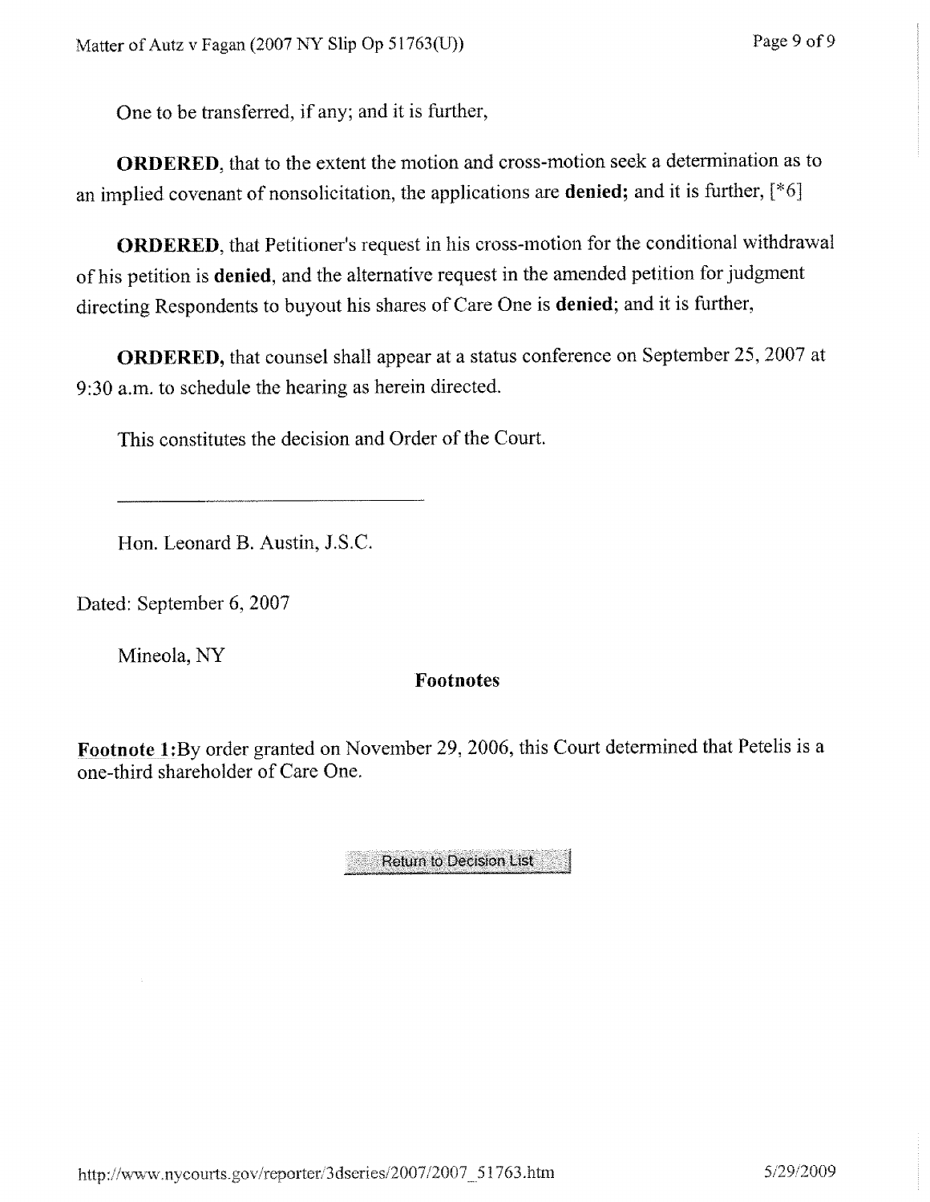One to be transferred, if any; and it is further,

**ORDERED**, that to the extent the motion and cross-motion seek a determination as to an implied covenant of nonsolicitation, the applications are **denied;** and it is further, [*6]

**ORDERED**, that Petitioner's request in his cross-motion for the conditional withdrawal of his petition is **denied**, and the alternative request in the amended petition for judgment directing Respondents to buyout his shares of Care One is **denied**; and it is further,

**ORDERED,** that counsel shall appear at a status conference on September 25, 2007 at 9:30 a.m. to schedule the hearing as herein directed.

This constitutes the decision and Order of the Court.

Hon. Leonard B. Austin, J.S.C.

Dated: September 6, 2007

Mineola, NY

**Footnotes**

**Footnote 1:** By order granted on November 29, 2006, this Court determined that Petelis is a one-third shareholder of Care One.

Return to Decision List